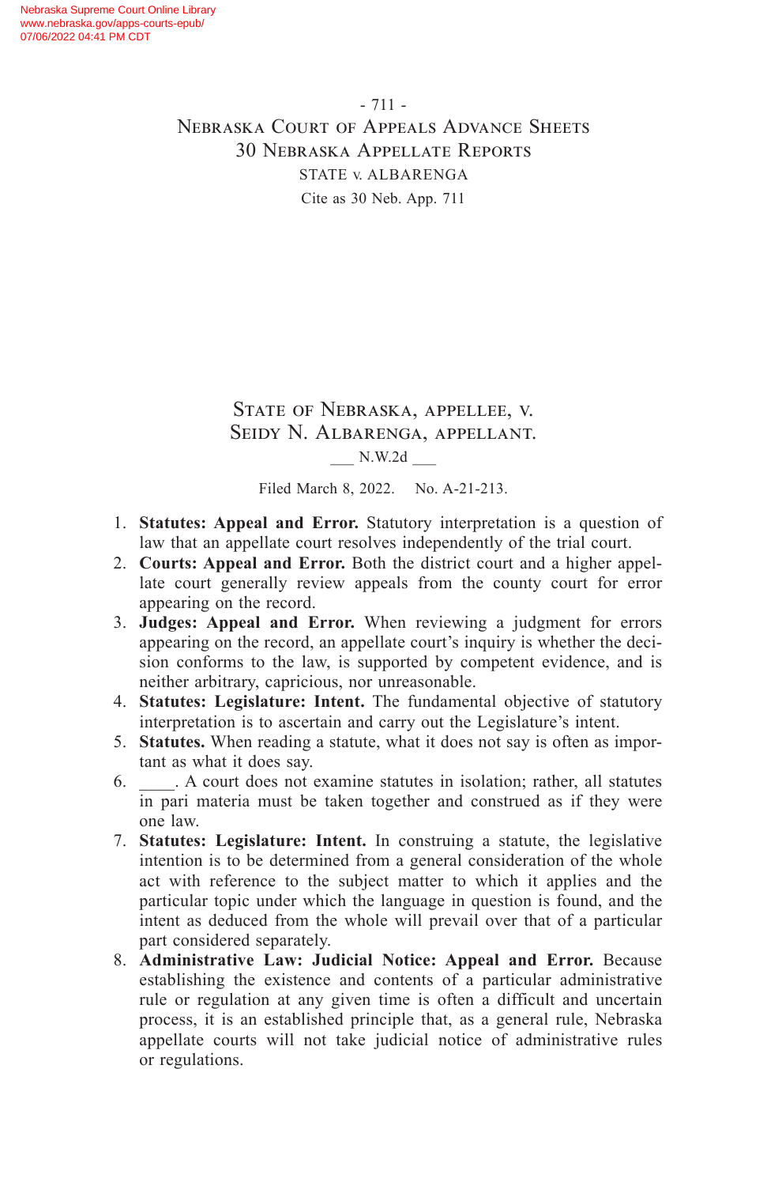# State of Nebraska, appellee, v. Seidy N. Albarenga, appellant.

___ N.W.2d ___

Filed March 8, 2022. No. A-21-213.

1. **Statutes: Appeal and Error.** Statutory interpretation is a question of law that an appellate court resolves independently of the trial court.
2. **Courts: Appeal and Error.** Both the district court and a higher appellate court generally review appeals from the county court for error appearing on the record.
3. **Judges: Appeal and Error.** When reviewing a judgment for errors appearing on the record, an appellate court's inquiry is whether the decision conforms to the law, is supported by competent evidence, and is neither arbitrary, capricious, nor unreasonable.
4. **Statutes: Legislature: Intent.** The fundamental objective of statutory interpretation is to ascertain and carry out the Legislature's intent.
5. **Statutes.** When reading a statute, what it does not say is often as important as what it does say.
6. ____. A court does not examine statutes in isolation; rather, all statutes in pari materia must be taken together and construed as if they were one law.
7. **Statutes: Legislature: Intent.** In construing a statute, the legislative intention is to be determined from a general consideration of the whole act with reference to the subject matter to which it applies and the particular topic under which the language in question is found, and the intent as deduced from the whole will prevail over that of a particular part considered separately.
8. **Administrative Law: Judicial Notice: Appeal and Error.** Because establishing the existence and contents of a particular administrative rule or regulation at any given time is often a difficult and uncertain process, it is an established principle that, as a general rule, Nebraska appellate courts will not take judicial notice of administrative rules or regulations.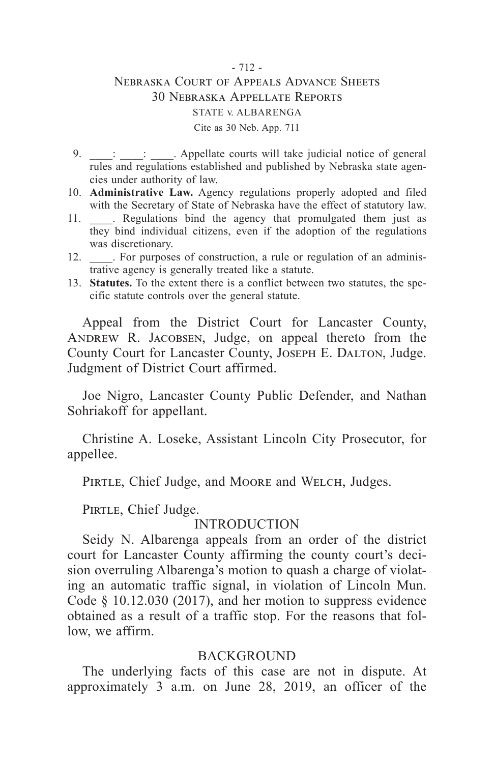9. ____: ____: ____. Appellate courts will take judicial notice of general rules and regulations established and published by Nebraska state agencies under authority of law.
10. **Administrative Law.** Agency regulations properly adopted and filed with the Secretary of State of Nebraska have the effect of statutory law.
11. ____. Regulations bind the agency that promulgated them just as they bind individual citizens, even if the adoption of the regulations was discretionary.
12. ____. For purposes of construction, a rule or regulation of an administrative agency is generally treated like a statute.
13. **Statutes.** To the extent there is a conflict between two statutes, the specific statute controls over the general statute.

Appeal from the District Court for Lancaster County, Andrew R. Jacobsen, Judge, on appeal thereto from the County Court for Lancaster County, Joseph E. Dalton, Judge. Judgment of District Court affirmed.

Joe Nigro, Lancaster County Public Defender, and Nathan Sohriakoff for appellant.

Christine A. Loseke, Assistant Lincoln City Prosecutor, for appellee.

Pirtle, Chief Judge, and Moore and Welch, Judges.

Pirtle, Chief Judge.

## INTRODUCTION

Seidy N. Albarenga appeals from an order of the district court for Lancaster County affirming the county court's decision overruling Albarenga's motion to quash a charge of violating an automatic traffic signal, in violation of Lincoln Mun. Code § 10.12.030 (2017), and her motion to suppress evidence obtained as a result of a traffic stop. For the reasons that follow, we affirm.

## BACKGROUND

The underlying facts of this case are not in dispute. At approximately 3 a.m. on June 28, 2019, an officer of the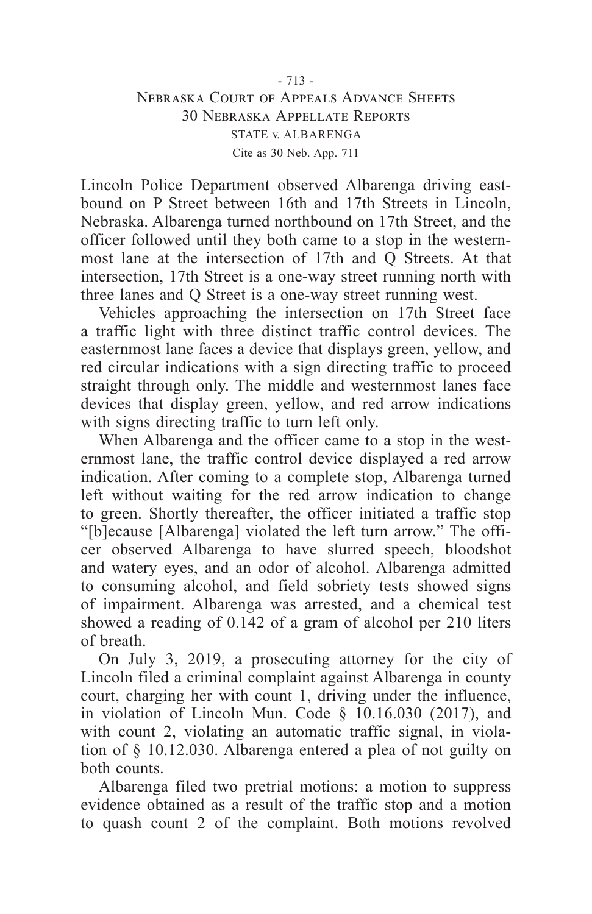Lincoln Police Department observed Albarenga driving eastbound on P Street between 16th and 17th Streets in Lincoln, Nebraska. Albarenga turned northbound on 17th Street, and the officer followed until they both came to a stop in the westernmost lane at the intersection of 17th and Q Streets. At that intersection, 17th Street is a one-way street running north with three lanes and Q Street is a one-way street running west.

Vehicles approaching the intersection on 17th Street face a traffic light with three distinct traffic control devices. The easternmost lane faces a device that displays green, yellow, and red circular indications with a sign directing traffic to proceed straight through only. The middle and westernmost lanes face devices that display green, yellow, and red arrow indications with signs directing traffic to turn left only.

When Albarenga and the officer came to a stop in the westernmost lane, the traffic control device displayed a red arrow indication. After coming to a complete stop, Albarenga turned left without waiting for the red arrow indication to change to green. Shortly thereafter, the officer initiated a traffic stop "[b]ecause [Albarenga] violated the left turn arrow." The officer observed Albarenga to have slurred speech, bloodshot and watery eyes, and an odor of alcohol. Albarenga admitted to consuming alcohol, and field sobriety tests showed signs of impairment. Albarenga was arrested, and a chemical test showed a reading of 0.142 of a gram of alcohol per 210 liters of breath.

On July 3, 2019, a prosecuting attorney for the city of Lincoln filed a criminal complaint against Albarenga in county court, charging her with count 1, driving under the influence, in violation of Lincoln Mun. Code § 10.16.030 (2017), and with count 2, violating an automatic traffic signal, in violation of § 10.12.030. Albarenga entered a plea of not guilty on both counts.

Albarenga filed two pretrial motions: a motion to suppress evidence obtained as a result of the traffic stop and a motion to quash count 2 of the complaint. Both motions revolved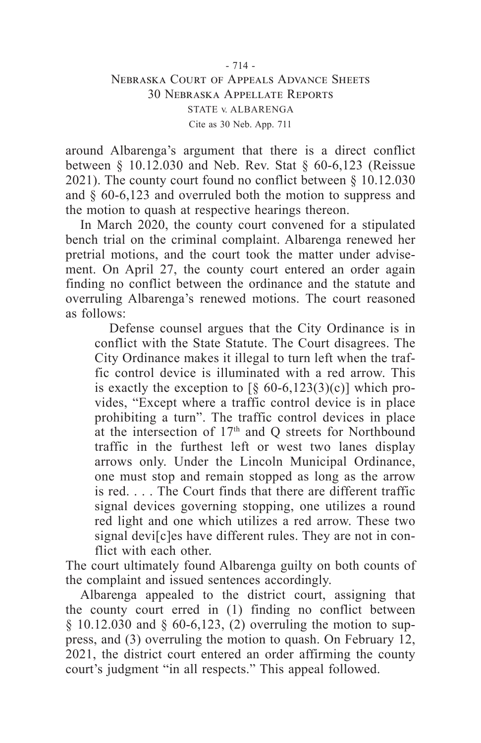around Albarenga's argument that there is a direct conflict between § 10.12.030 and Neb. Rev. Stat § 60-6,123 (Reissue 2021). The county court found no conflict between § 10.12.030 and § 60-6,123 and overruled both the motion to suppress and the motion to quash at respective hearings thereon.

In March 2020, the county court convened for a stipulated bench trial on the criminal complaint. Albarenga renewed her pretrial motions, and the court took the matter under advisement. On April 27, the county court entered an order again finding no conflict between the ordinance and the statute and overruling Albarenga's renewed motions. The court reasoned as follows:

> Defense counsel argues that the City Ordinance is in conflict with the State Statute. The Court disagrees. The City Ordinance makes it illegal to turn left when the traffic control device is illuminated with a red arrow. This is exactly the exception to [§ 60-6,123(3)(c)] which provides, "Except where a traffic control device is in place prohibiting a turn". The traffic control devices in place at the intersection of 17th and Q streets for Northbound traffic in the furthest left or west two lanes display arrows only. Under the Lincoln Municipal Ordinance, one must stop and remain stopped as long as the arrow is red. . . . The Court finds that there are different traffic signal devices governing stopping, one utilizes a round red light and one which utilizes a red arrow. These two signal devi[c]es have different rules. They are not in conflict with each other.

The court ultimately found Albarenga guilty on both counts of the complaint and issued sentences accordingly.

Albarenga appealed to the district court, assigning that the county court erred in (1) finding no conflict between § 10.12.030 and § 60-6,123, (2) overruling the motion to suppress, and (3) overruling the motion to quash. On February 12, 2021, the district court entered an order affirming the county court's judgment "in all respects." This appeal followed.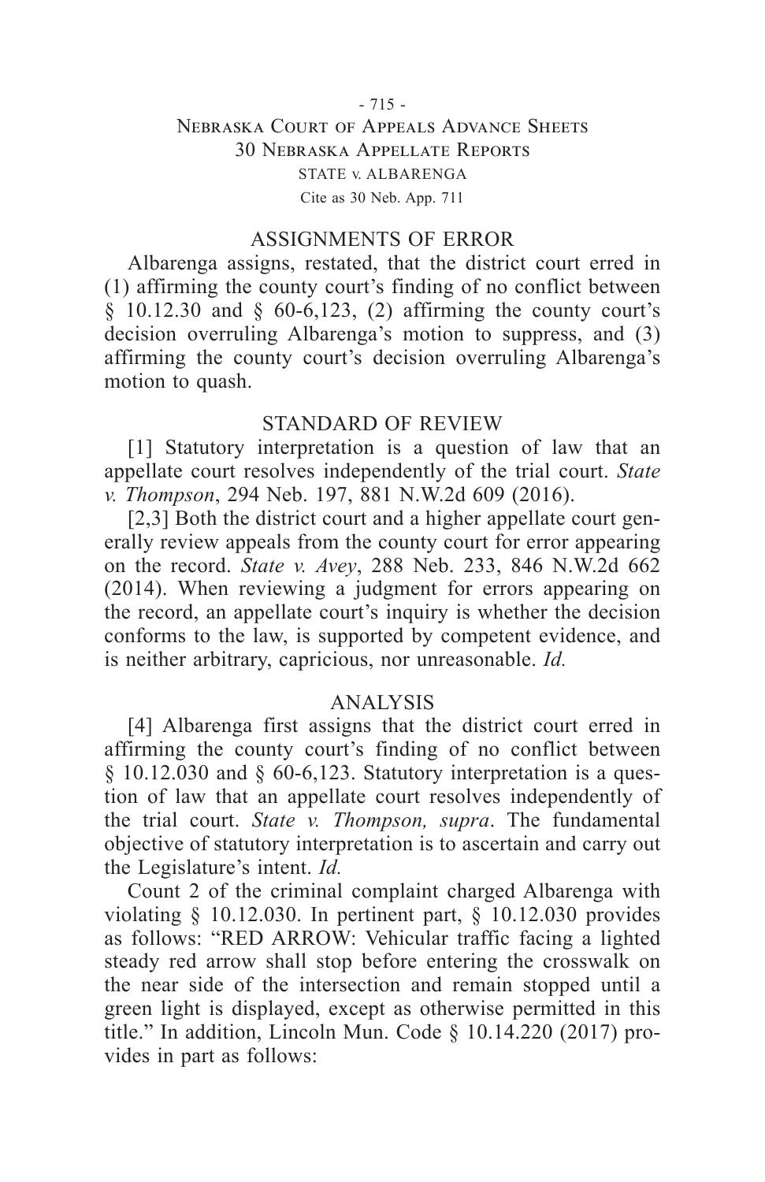## ASSIGNMENTS OF ERROR

Albarenga assigns, restated, that the district court erred in (1) affirming the county court's finding of no conflict between § 10.12.30 and § 60-6,123, (2) affirming the county court's decision overruling Albarenga's motion to suppress, and (3) affirming the county court's decision overruling Albarenga's motion to quash.

## STANDARD OF REVIEW

[1] Statutory interpretation is a question of law that an appellate court resolves independently of the trial court. *State v. Thompson*, 294 Neb. 197, 881 N.W.2d 609 (2016).

[2,3] Both the district court and a higher appellate court generally review appeals from the county court for error appearing on the record. *State v. Avey*, 288 Neb. 233, 846 N.W.2d 662 (2014). When reviewing a judgment for errors appearing on the record, an appellate court's inquiry is whether the decision conforms to the law, is supported by competent evidence, and is neither arbitrary, capricious, nor unreasonable. *Id.*

## ANALYSIS

[4] Albarenga first assigns that the district court erred in affirming the county court's finding of no conflict between § 10.12.030 and § 60-6,123. Statutory interpretation is a question of law that an appellate court resolves independently of the trial court. *State v. Thompson, supra*. The fundamental objective of statutory interpretation is to ascertain and carry out the Legislature's intent. *Id.*

Count 2 of the criminal complaint charged Albarenga with violating § 10.12.030. In pertinent part, § 10.12.030 provides as follows: "RED ARROW: Vehicular traffic facing a lighted steady red arrow shall stop before entering the crosswalk on the near side of the intersection and remain stopped until a green light is displayed, except as otherwise permitted in this title." In addition, Lincoln Mun. Code § 10.14.220 (2017) provides in part as follows: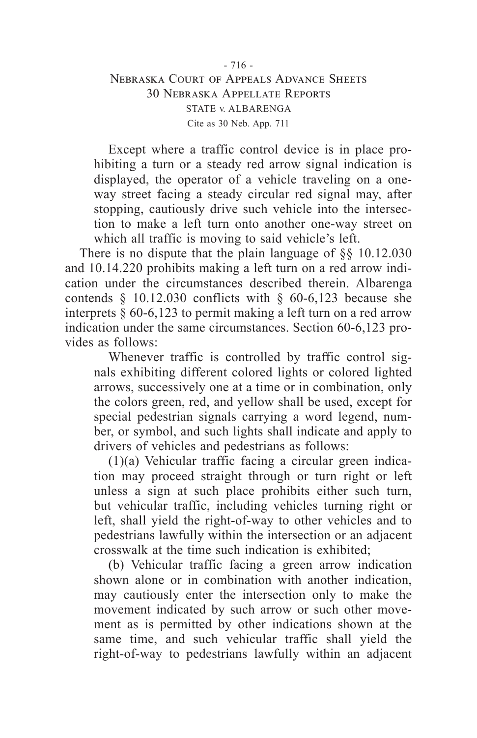> Except where a traffic control device is in place prohibiting a turn or a steady red arrow signal indication is displayed, the operator of a vehicle traveling on a one-way street facing a steady circular red signal may, after stopping, cautiously drive such vehicle into the intersection to make a left turn onto another one-way street on which all traffic is moving to said vehicle's left.

There is no dispute that the plain language of §§ 10.12.030 and 10.14.220 prohibits making a left turn on a red arrow indication under the circumstances described therein. Albarenga contends § 10.12.030 conflicts with § 60-6,123 because she interprets § 60-6,123 to permit making a left turn on a red arrow indication under the same circumstances. Section 60-6,123 provides as follows:

> Whenever traffic is controlled by traffic control signals exhibiting different colored lights or colored lighted arrows, successively one at a time or in combination, only the colors green, red, and yellow shall be used, except for special pedestrian signals carrying a word legend, number, or symbol, and such lights shall indicate and apply to drivers of vehicles and pedestrians as follows:
>
> (1)(a) Vehicular traffic facing a circular green indication may proceed straight through or turn right or left unless a sign at such place prohibits either such turn, but vehicular traffic, including vehicles turning right or left, shall yield the right-of-way to other vehicles and to pedestrians lawfully within the intersection or an adjacent crosswalk at the time such indication is exhibited;
>
> (b) Vehicular traffic facing a green arrow indication shown alone or in combination with another indication, may cautiously enter the intersection only to make the movement indicated by such arrow or such other movement as is permitted by other indications shown at the same time, and such vehicular traffic shall yield the right-of-way to pedestrians lawfully within an adjacent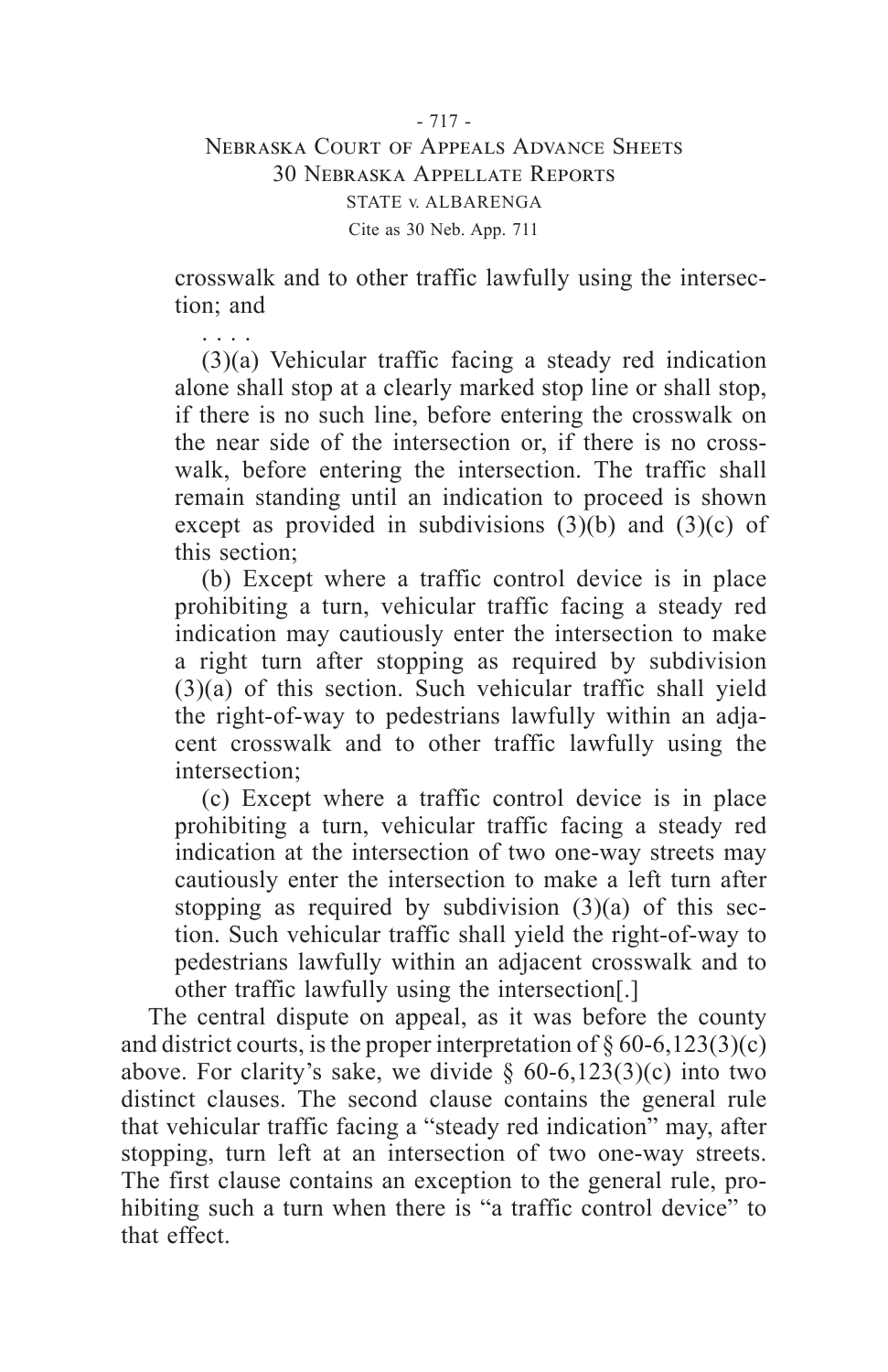> crosswalk and to other traffic lawfully using the intersection; and
>
> . . . .
>
> (3)(a) Vehicular traffic facing a steady red indication alone shall stop at a clearly marked stop line or shall stop, if there is no such line, before entering the crosswalk on the near side of the intersection or, if there is no crosswalk, before entering the intersection. The traffic shall remain standing until an indication to proceed is shown except as provided in subdivisions (3)(b) and (3)(c) of this section;
>
> (b) Except where a traffic control device is in place prohibiting a turn, vehicular traffic facing a steady red indication may cautiously enter the intersection to make a right turn after stopping as required by subdivision (3)(a) of this section. Such vehicular traffic shall yield the right-of-way to pedestrians lawfully within an adjacent crosswalk and to other traffic lawfully using the intersection;
>
> (c) Except where a traffic control device is in place prohibiting a turn, vehicular traffic facing a steady red indication at the intersection of two one-way streets may cautiously enter the intersection to make a left turn after stopping as required by subdivision (3)(a) of this section. Such vehicular traffic shall yield the right-of-way to pedestrians lawfully within an adjacent crosswalk and to other traffic lawfully using the intersection[.]

The central dispute on appeal, as it was before the county and district courts, is the proper interpretation of § 60-6,123(3)(c) above. For clarity's sake, we divide § 60-6,123(3)(c) into two distinct clauses. The second clause contains the general rule that vehicular traffic facing a "steady red indication" may, after stopping, turn left at an intersection of two one-way streets. The first clause contains an exception to the general rule, prohibiting such a turn when there is "a traffic control device" to that effect.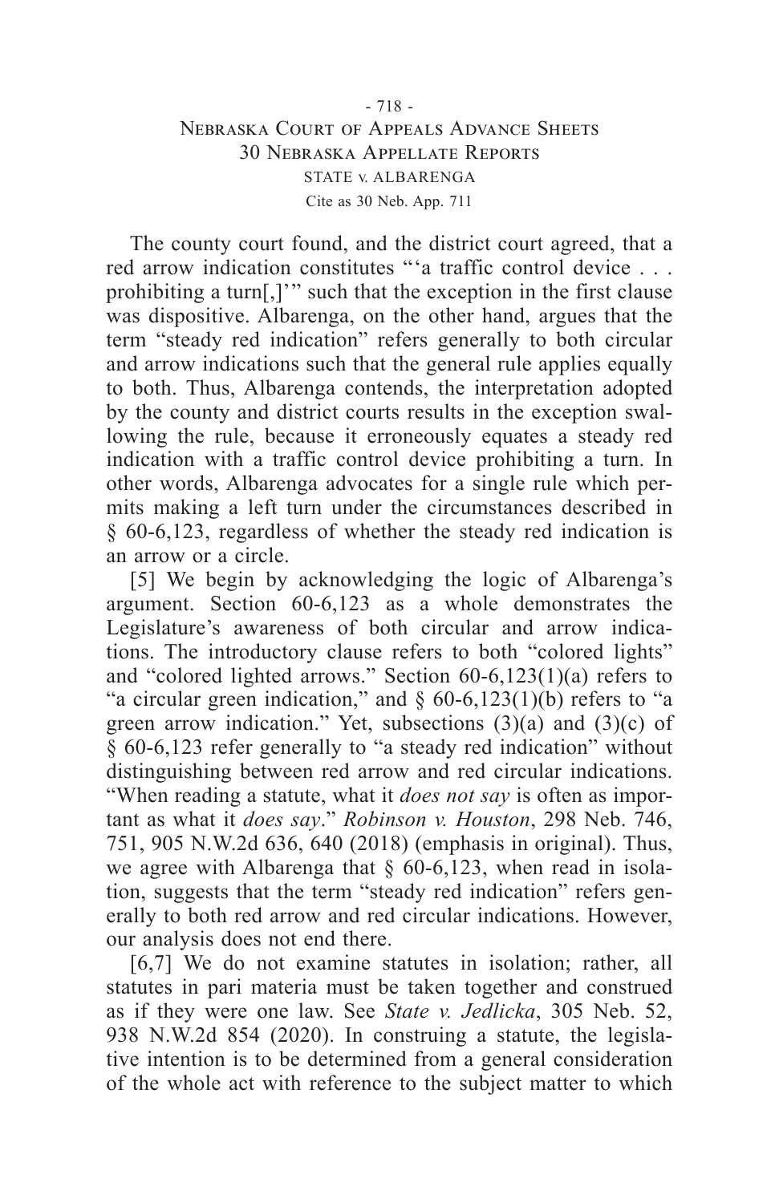The county court found, and the district court agreed, that a red arrow indication constitutes "'a traffic control device . . . prohibiting a turn[,]'" such that the exception in the first clause was dispositive. Albarenga, on the other hand, argues that the term "steady red indication" refers generally to both circular and arrow indications such that the general rule applies equally to both. Thus, Albarenga contends, the interpretation adopted by the county and district courts results in the exception swallowing the rule, because it erroneously equates a steady red indication with a traffic control device prohibiting a turn. In other words, Albarenga advocates for a single rule which permits making a left turn under the circumstances described in § 60-6,123, regardless of whether the steady red indication is an arrow or a circle.

[5] We begin by acknowledging the logic of Albarenga's argument. Section 60-6,123 as a whole demonstrates the Legislature's awareness of both circular and arrow indications. The introductory clause refers to both "colored lights" and "colored lighted arrows." Section 60-6,123(1)(a) refers to "a circular green indication," and § 60-6,123(1)(b) refers to "a green arrow indication." Yet, subsections (3)(a) and (3)(c) of § 60-6,123 refer generally to "a steady red indication" without distinguishing between red arrow and red circular indications. "When reading a statute, what it *does not say* is often as important as what it *does say*." *Robinson v. Houston*, 298 Neb. 746, 751, 905 N.W.2d 636, 640 (2018) (emphasis in original). Thus, we agree with Albarenga that § 60-6,123, when read in isolation, suggests that the term "steady red indication" refers generally to both red arrow and red circular indications. However, our analysis does not end there.

[6,7] We do not examine statutes in isolation; rather, all statutes in pari materia must be taken together and construed as if they were one law. See *State v. Jedlicka*, 305 Neb. 52, 938 N.W.2d 854 (2020). In construing a statute, the legislative intention is to be determined from a general consideration of the whole act with reference to the subject matter to which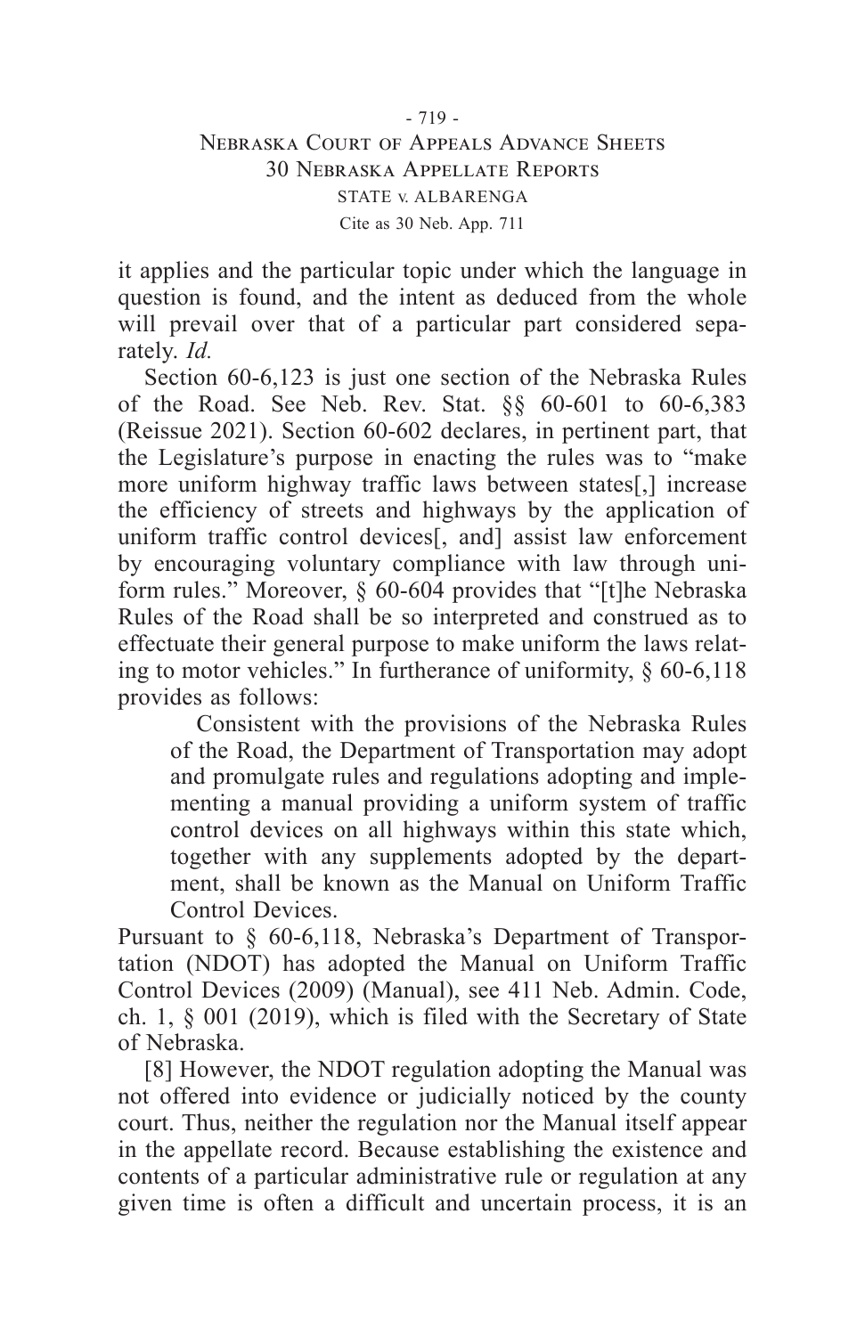it applies and the particular topic under which the language in question is found, and the intent as deduced from the whole will prevail over that of a particular part considered separately. *Id.*

Section 60-6,123 is just one section of the Nebraska Rules of the Road. See Neb. Rev. Stat. §§ 60-601 to 60-6,383 (Reissue 2021). Section 60-602 declares, in pertinent part, that the Legislature's purpose in enacting the rules was to "make more uniform highway traffic laws between states[,] increase the efficiency of streets and highways by the application of uniform traffic control devices[, and] assist law enforcement by encouraging voluntary compliance with law through uniform rules." Moreover, § 60-604 provides that "[t]he Nebraska Rules of the Road shall be so interpreted and construed as to effectuate their general purpose to make uniform the laws relating to motor vehicles." In furtherance of uniformity, § 60-6,118 provides as follows:

> Consistent with the provisions of the Nebraska Rules of the Road, the Department of Transportation may adopt and promulgate rules and regulations adopting and implementing a manual providing a uniform system of traffic control devices on all highways within this state which, together with any supplements adopted by the department, shall be known as the Manual on Uniform Traffic Control Devices.

Pursuant to § 60-6,118, Nebraska's Department of Transportation (NDOT) has adopted the Manual on Uniform Traffic Control Devices (2009) (Manual), see 411 Neb. Admin. Code, ch. 1, § 001 (2019), which is filed with the Secretary of State of Nebraska.

[8] However, the NDOT regulation adopting the Manual was not offered into evidence or judicially noticed by the county court. Thus, neither the regulation nor the Manual itself appear in the appellate record. Because establishing the existence and contents of a particular administrative rule or regulation at any given time is often a difficult and uncertain process, it is an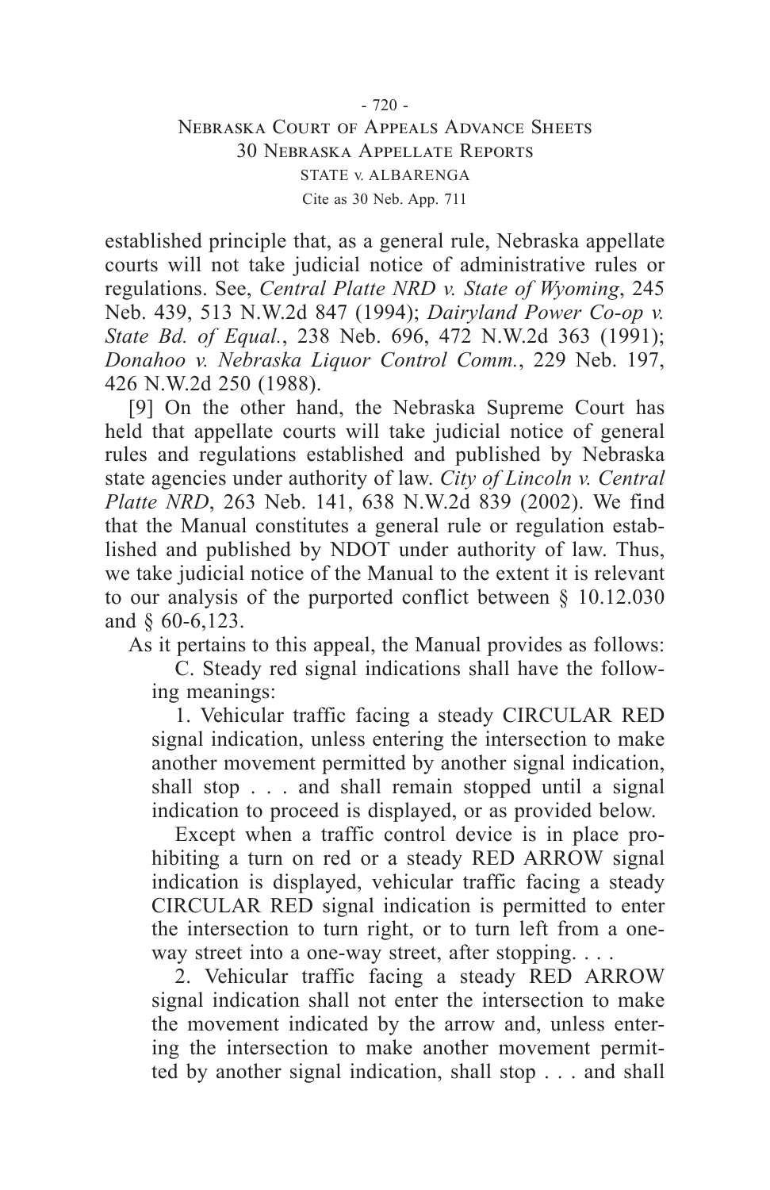established principle that, as a general rule, Nebraska appellate courts will not take judicial notice of administrative rules or regulations. See, *Central Platte NRD v. State of Wyoming*, 245 Neb. 439, 513 N.W.2d 847 (1994); *Dairyland Power Co-op v. State Bd. of Equal.*, 238 Neb. 696, 472 N.W.2d 363 (1991); *Donahoo v. Nebraska Liquor Control Comm.*, 229 Neb. 197, 426 N.W.2d 250 (1988).

[9] On the other hand, the Nebraska Supreme Court has held that appellate courts will take judicial notice of general rules and regulations established and published by Nebraska state agencies under authority of law. *City of Lincoln v. Central Platte NRD*, 263 Neb. 141, 638 N.W.2d 839 (2002). We find that the Manual constitutes a general rule or regulation established and published by NDOT under authority of law. Thus, we take judicial notice of the Manual to the extent it is relevant to our analysis of the purported conflict between § 10.12.030 and § 60-6,123.

As it pertains to this appeal, the Manual provides as follows:

> C. Steady red signal indications shall have the following meanings:
>
> 1. Vehicular traffic facing a steady CIRCULAR RED signal indication, unless entering the intersection to make another movement permitted by another signal indication, shall stop . . . and shall remain stopped until a signal indication to proceed is displayed, or as provided below.
>
> Except when a traffic control device is in place prohibiting a turn on red or a steady RED ARROW signal indication is displayed, vehicular traffic facing a steady CIRCULAR RED signal indication is permitted to enter the intersection to turn right, or to turn left from a one-way street into a one-way street, after stopping. . . .
>
> 2. Vehicular traffic facing a steady RED ARROW signal indication shall not enter the intersection to make the movement indicated by the arrow and, unless entering the intersection to make another movement permitted by another signal indication, shall stop . . . and shall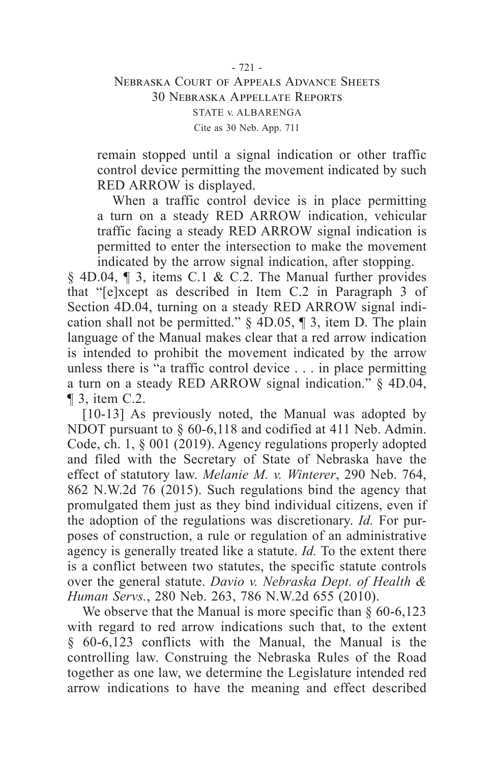> remain stopped until a signal indication or other traffic control device permitting the movement indicated by such RED ARROW is displayed.
>
> When a traffic control device is in place permitting a turn on a steady RED ARROW indication, vehicular traffic facing a steady RED ARROW signal indication is permitted to enter the intersection to make the movement indicated by the arrow signal indication, after stopping.

§ 4D.04, ¶ 3, items C.1 & C.2. The Manual further provides that "[e]xcept as described in Item C.2 in Paragraph 3 of Section 4D.04, turning on a steady RED ARROW signal indication shall not be permitted." § 4D.05, ¶ 3, item D. The plain language of the Manual makes clear that a red arrow indication is intended to prohibit the movement indicated by the arrow unless there is "a traffic control device . . . in place permitting a turn on a steady RED ARROW signal indication." § 4D.04, ¶ 3, item C.2.

[10-13] As previously noted, the Manual was adopted by NDOT pursuant to § 60-6,118 and codified at 411 Neb. Admin. Code, ch. 1, § 001 (2019). Agency regulations properly adopted and filed with the Secretary of State of Nebraska have the effect of statutory law. *Melanie M. v. Winterer*, 290 Neb. 764, 862 N.W.2d 76 (2015). Such regulations bind the agency that promulgated them just as they bind individual citizens, even if the adoption of the regulations was discretionary. *Id.* For purposes of construction, a rule or regulation of an administrative agency is generally treated like a statute. *Id.* To the extent there is a conflict between two statutes, the specific statute controls over the general statute. *Davio v. Nebraska Dept. of Health & Human Servs.*, 280 Neb. 263, 786 N.W.2d 655 (2010).

We observe that the Manual is more specific than § 60-6,123 with regard to red arrow indications such that, to the extent § 60-6,123 conflicts with the Manual, the Manual is the controlling law. Construing the Nebraska Rules of the Road together as one law, we determine the Legislature intended red arrow indications to have the meaning and effect described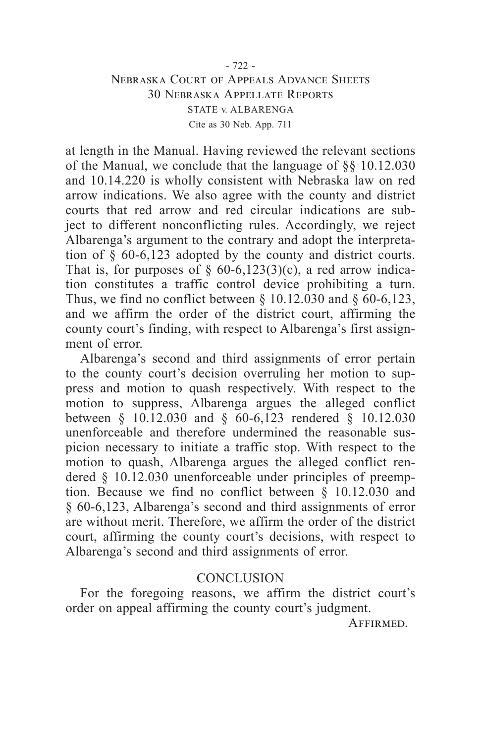at length in the Manual. Having reviewed the relevant sections of the Manual, we conclude that the language of §§ 10.12.030 and 10.14.220 is wholly consistent with Nebraska law on red arrow indications. We also agree with the county and district courts that red arrow and red circular indications are subject to different nonconflicting rules. Accordingly, we reject Albarenga's argument to the contrary and adopt the interpretation of § 60-6,123 adopted by the county and district courts. That is, for purposes of § 60-6,123(3)(c), a red arrow indication constitutes a traffic control device prohibiting a turn. Thus, we find no conflict between § 10.12.030 and § 60-6,123, and we affirm the order of the district court, affirming the county court's finding, with respect to Albarenga's first assignment of error.

Albarenga's second and third assignments of error pertain to the county court's decision overruling her motion to suppress and motion to quash respectively. With respect to the motion to suppress, Albarenga argues the alleged conflict between § 10.12.030 and § 60-6,123 rendered § 10.12.030 unenforceable and therefore undermined the reasonable suspicion necessary to initiate a traffic stop. With respect to the motion to quash, Albarenga argues the alleged conflict rendered § 10.12.030 unenforceable under principles of preemption. Because we find no conflict between § 10.12.030 and § 60-6,123, Albarenga's second and third assignments of error are without merit. Therefore, we affirm the order of the district court, affirming the county court's decisions, with respect to Albarenga's second and third assignments of error.

## CONCLUSION

For the foregoing reasons, we affirm the district court's order on appeal affirming the county court's judgment.

Affirmed.